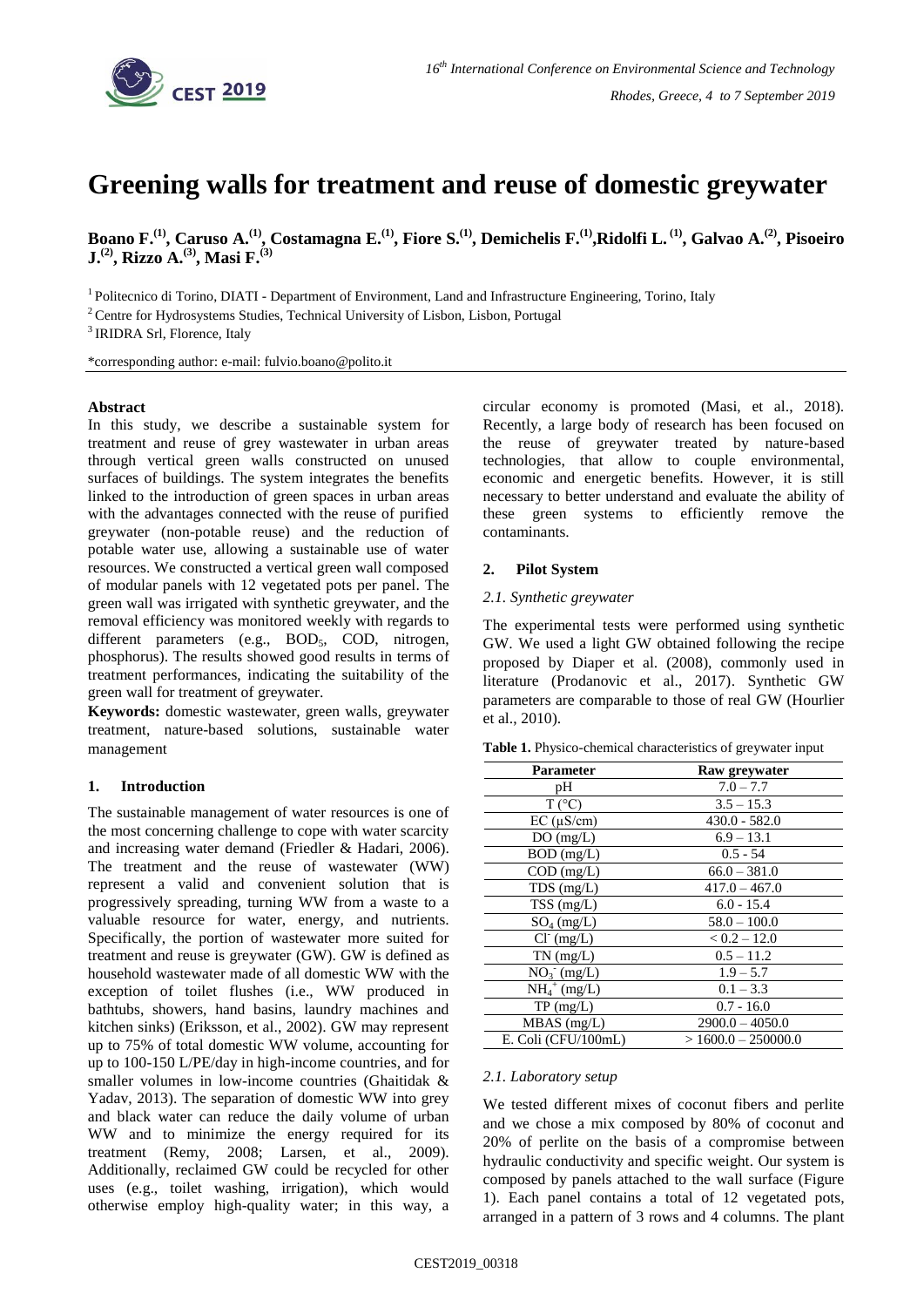# Greening walls for treatment and reuse of domestic greywater

**Boano F.[(1)], Caruso A.[(1)], Costamagna E.[(1)], Fiore S.[(1)], Demichelis F.[(1)], Ridolfi L.[(1)], Galvao A.[(2)], Pisoeiro J.[(2)], Rizzo A.[(3)], Masi F.[(3)]**

[1] Politecnico di Torino, DIATI - Department of Environment, Land and Infrastructure Engineering, Torino, Italy

[2] Centre for Hydrosystems Studies, Technical University of Lisbon, Lisbon, Portugal

[3] IRIDRA Srl, Florence, Italy

*corresponding author: e-mail: fulvio.boano@polito.it

### Abstract

In this study, we describe a sustainable system for treatment and reuse of grey wastewater in urban areas through vertical green walls constructed on unused surfaces of buildings. The system integrates the benefits linked to the introduction of green spaces in urban areas with the advantages connected with the reuse of purified greywater (non-potable reuse) and the reduction of potable water use, allowing a sustainable use of water resources. We constructed a vertical green wall composed of modular panels with 12 vegetated pots per panel. The green wall was irrigated with synthetic greywater, and the removal efficiency was monitored weekly with regards to different parameters (e.g., $BOD_5$, COD, nitrogen, phosphorus). The results showed good results in terms of treatment performances, indicating the suitability of the green wall for treatment of greywater.

**Keywords:** domestic wastewater, green walls, greywater treatment, nature-based solutions, sustainable water management

## 1. Introduction

The sustainable management of water resources is one of the most concerning challenge to cope with water scarcity and increasing water demand (Friedler & Hadari, 2006). The treatment and the reuse of wastewater (WW) represent a valid and convenient solution that is progressively spreading, turning WW from a waste to a valuable resource for water, energy, and nutrients. Specifically, the portion of wastewater more suited for treatment and reuse is greywater (GW). GW is defined as household wastewater made of all domestic WW with the exception of toilet flushes (i.e., WW produced in bathtubs, showers, hand basins, laundry machines and kitchen sinks) (Eriksson, et al., 2002). GW may represent up to 75% of total domestic WW volume, accounting for up to 100-150 L/PE/day in high-income countries, and for smaller volumes in low-income countries (Ghaitidak & Yadav, 2013). The separation of domestic WW into grey and black water can reduce the daily volume of urban WW and to minimize the energy required for its treatment (Remy, 2008; Larsen, et al., 2009). Additionally, reclaimed GW could be recycled for other uses (e.g., toilet washing, irrigation), which would otherwise employ high-quality water; in this way, a circular economy is promoted (Masi, et al., 2018). Recently, a large body of research has been focused on the reuse of greywater treated by nature-based technologies, that allow to couple environmental, economic and energetic benefits. However, it is still necessary to better understand and evaluate the ability of these green systems to efficiently remove the contaminants.

## 2. Pilot System

### *2.1. Synthetic greywater*

The experimental tests were performed using synthetic GW. We used a light GW obtained following the recipe proposed by Diaper et al. (2008), commonly used in literature (Prodanovic et al., 2017). Synthetic GW parameters are comparable to those of real GW (Hourlier et al., 2010).

**Table 1.** Physico-chemical characteristics of greywater input

| Parameter | Raw greywater |
|---|---|
| pH | 7.0 – 7.7 |
| T (°C) | 3.5 – 15.3 |
| EC (μS/cm) | 430.0 - 582.0 |
| DO (mg/L) | 6.9 – 13.1 |
| BOD (mg/L) | 0.5 - 54 |
| COD (mg/L) | 66.0 – 381.0 |
| TDS (mg/L) | 417.0 – 467.0 |
| TSS (mg/L) | 6.0 - 15.4 |
| $SO_4$ (mg/L) | 58.0 – 100.0 |
| $Cl^-$ (mg/L) | < 0.2 – 12.0 |
| TN (mg/L) | 0.5 – 11.2 |
| $NO_3^-$ (mg/L) | 1.9 – 5.7 |
| $NH_4^+$ (mg/L) | 0.1 – 3.3 |
| TP (mg/L) | 0.7 - 16.0 |
| MBAS (mg/L) | 2900.0 – 4050.0 |
| E. Coli (CFU/100mL) | > 1600.0 – 250000.0 |

### *2.1. Laboratory setup*

We tested different mixes of coconut fibers and perlite and we chose a mix composed by 80% of coconut and 20% of perlite on the basis of a compromise between hydraulic conductivity and specific weight. Our system is composed by panels attached to the wall surface (Figure 1). Each panel contains a total of 12 vegetated pots, arranged in a pattern of 3 rows and 4 columns. The plant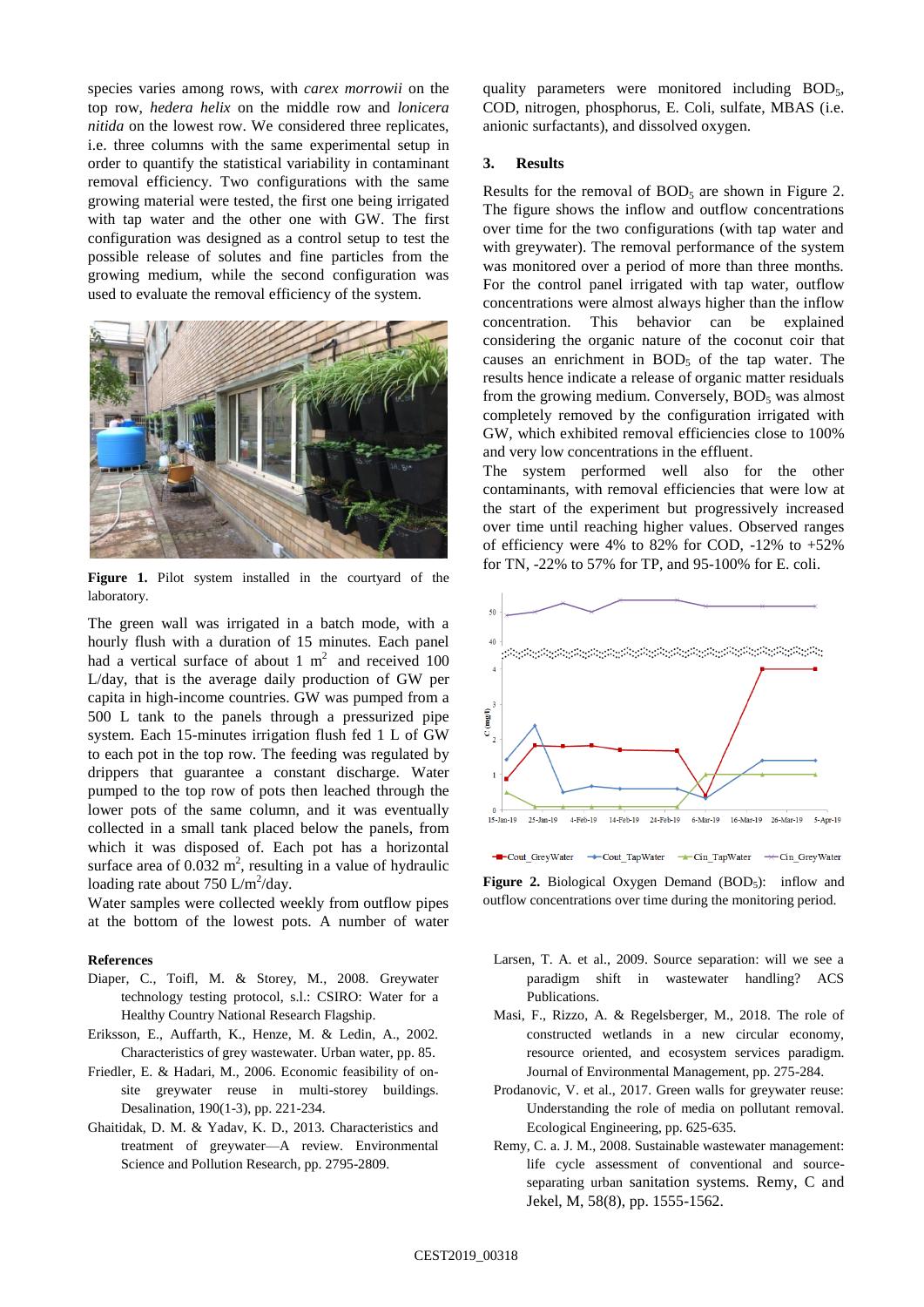species varies among rows, with *carex morrowii* on the top row, *hedera helix* on the middle row and *lonicera nitida* on the lowest row. We considered three replicates, i.e. three columns with the same experimental setup in order to quantify the statistical variability in contaminant removal efficiency. Two configurations with the same growing material were tested, the first one being irrigated with tap water and the other one with GW. The first configuration was designed as a control setup to test the possible release of solutes and fine particles from the growing medium, while the second configuration was used to evaluate the removal efficiency of the system.

**Figure 1.** Pilot system installed in the courtyard of the laboratory.

The green wall was irrigated in a batch mode, with a hourly flush with a duration of 15 minutes. Each panel had a vertical surface of about 1 $m^2$ and received 100 L/day, that is the average daily production of GW per capita in high-income countries. GW was pumped from a 500 L tank to the panels through a pressurized pipe system. Each 15-minutes irrigation flush fed 1 L of GW to each pot in the top row. The feeding was regulated by drippers that guarantee a constant discharge. Water pumped to the top row of pots then leached through the lower pots of the same column, and it was eventually collected in a small tank placed below the panels, from which it was disposed of. Each pot has a horizontal surface area of 0.032 $m^2$, resulting in a value of hydraulic loading rate about 750 $L/m^2$/day.

Water samples were collected weekly from outflow pipes at the bottom of the lowest pots. A number of water quality parameters were monitored including $BOD_5$, COD, nitrogen, phosphorus, E. Coli, sulfate, MBAS (i.e. anionic surfactants), and dissolved oxygen.

## 3. Results

Results for the removal of $BOD_5$ are shown in Figure 2. The figure shows the inflow and outflow concentrations over time for the two configurations (with tap water and with greywater). The removal performance of the system was monitored over a period of more than three months. For the control panel irrigated with tap water, outflow concentrations were almost always higher than the inflow concentration. This behavior can be explained considering the organic nature of the coconut coir that causes an enrichment in $BOD_5$ of the tap water. The results hence indicate a release of organic matter residuals from the growing medium. Conversely, $BOD_5$ was almost completely removed by the configuration irrigated with GW, which exhibited removal efficiencies close to 100% and very low concentrations in the effluent.

The system performed well also for the other contaminants, with removal efficiencies that were low at the start of the experiment but progressively increased over time until reaching higher values. Observed ranges of efficiency were 4% to 82% for COD, -12% to +52% for TN, -22% to 57% for TP, and 95-100% for E. coli.

C (mg/l)
0
1
2
3
4
40
50
15-Jan-19
25-Jan-19
4-Feb-19
14-Feb-19
24-Feb-19
6-Mar-19
16-Mar-19
26-Mar-19
5-Apr-19
Cout_GreyWater
Cout_TapWater
Cin_TapWater
Cin_GreyWater

**Figure 2.** Biological Oxygen Demand ($BOD_5$): inflow and outflow concentrations over time during the monitoring period.

### References

Diaper, C., Toifl, M. & Storey, M., 2008. Greywater technology testing protocol, s.l.: CSIRO: Water for a Healthy Country National Research Flagship.

Eriksson, E., Auffarth, K., Henze, M. & Ledin, A., 2002. Characteristics of grey wastewater. Urban water, pp. 85.

Friedler, E. & Hadari, M., 2006. Economic feasibility of on-site greywater reuse in multi-storey buildings. Desalination, 190(1-3), pp. 221-234.

Ghaitidak, D. M. & Yadav, K. D., 2013. Characteristics and treatment of greywater—A review. Environmental Science and Pollution Research, pp. 2795-2809.

Larsen, T. A. et al., 2009. Source separation: will we see a paradigm shift in wastewater handling? ACS Publications.

Masi, F., Rizzo, A. & Regelsberger, M., 2018. The role of constructed wetlands in a new circular economy, resource oriented, and ecosystem services paradigm. Journal of Environmental Management, pp. 275-284.

Prodanovic, V. et al., 2017. Green walls for greywater reuse: Understanding the role of media on pollutant removal. Ecological Engineering, pp. 625-635.

Remy, C. a. J. M., 2008. Sustainable wastewater management: life cycle assessment of conventional and source-separating urban sanitation systems. Remy, C and Jekel, M, 58(8), pp. 1555-1562.